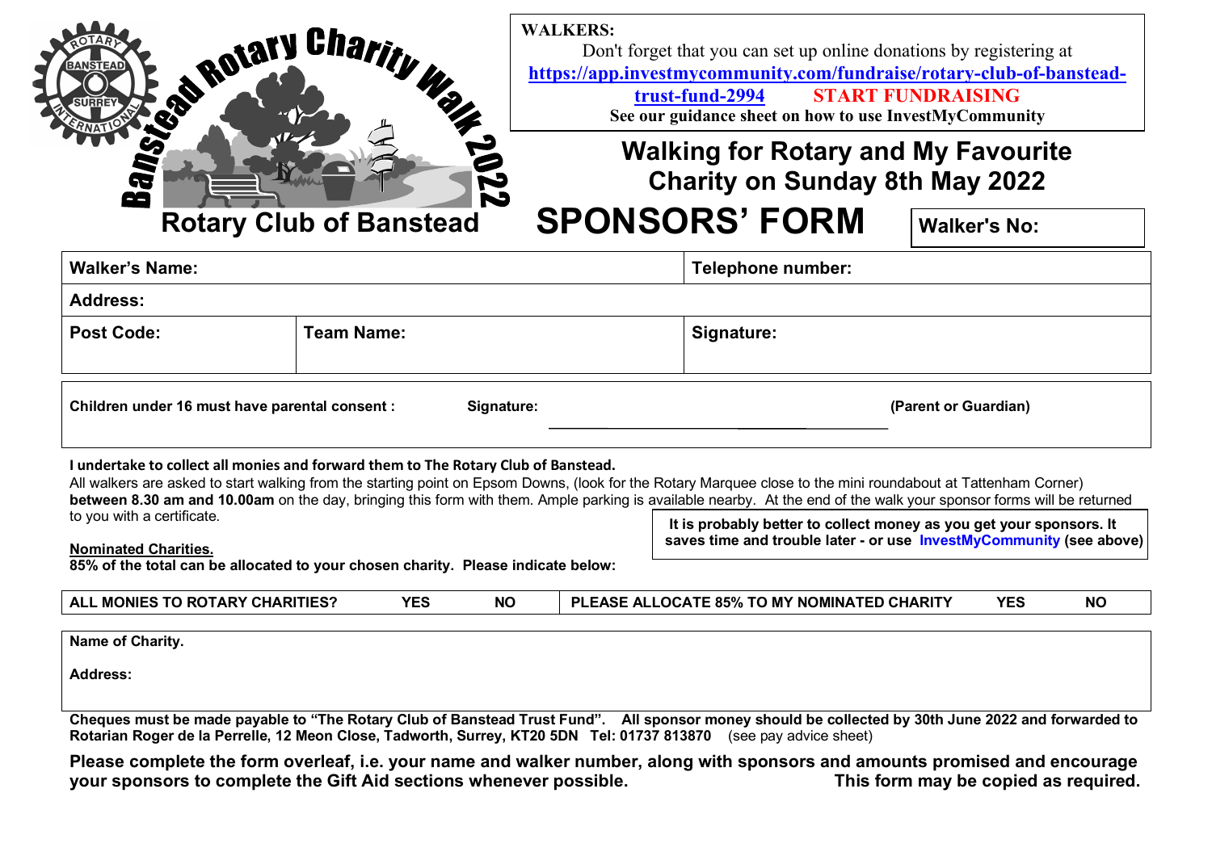Banstead Rotary Charity Walk 2022

**Rotary Club of Banstead**

**WALKERS:**
Don't forget that you can set up online donations by registering at
**https://app.investmycommunity.com/fundraise/rotary-club-of-banstead-trust-fund-2994** **START FUNDRAISING**
**See our guidance sheet on how to use InvestMyCommunity**

## Walking for Rotary and My Favourite Charity on Sunday 8th May 2022

# SPONSORS' FORM

**Walker's No:**

| **Walker's Name:** | | **Telephone number:** |
|---|---|---|
| **Address:** | | |
| **Post Code:** | **Team Name:** | **Signature:** |

**Children under 16 must have parental consent :** **Signature:** ______________________ **(Parent or Guardian)**

**I undertake to collect all monies and forward them to The Rotary Club of Banstead.**

All walkers are asked to start walking from the starting point on Epsom Downs, (look for the Rotary Marquee close to the mini roundabout at Tattenham Corner) **between 8.30 am and 10.00am** on the day, bringing this form with them. Ample parking is available nearby. At the end of the walk your sponsor forms will be returned to you with a certificate.

**It is probably better to collect money as you get your sponsors. It saves time and trouble later - or use InvestMyCommunity (see above)**

**Nominated Charities.**
**85% of the total can be allocated to your chosen charity. Please indicate below:**

| **ALL MONIES TO ROTARY CHARITIES?** | **YES** | **NO** | **PLEASE ALLOCATE 85% TO MY NOMINATED CHARITY** | **YES** | **NO** |
|---|---|---|---|---|---|

**Name of Charity.**

**Address:**

**Cheques must be made payable to "The Rotary Club of Banstead Trust Fund". All sponsor money should be collected by 30th June 2022 and forwarded to Rotarian Roger de la Perrelle, 12 Meon Close, Tadworth, Surrey, KT20 5DN Tel: 01737 813870** (see pay advice sheet)

**Please complete the form overleaf, i.e. your name and walker number, along with sponsors and amounts promised and encourage your sponsors to complete the Gift Aid sections whenever possible. This form may be copied as required.**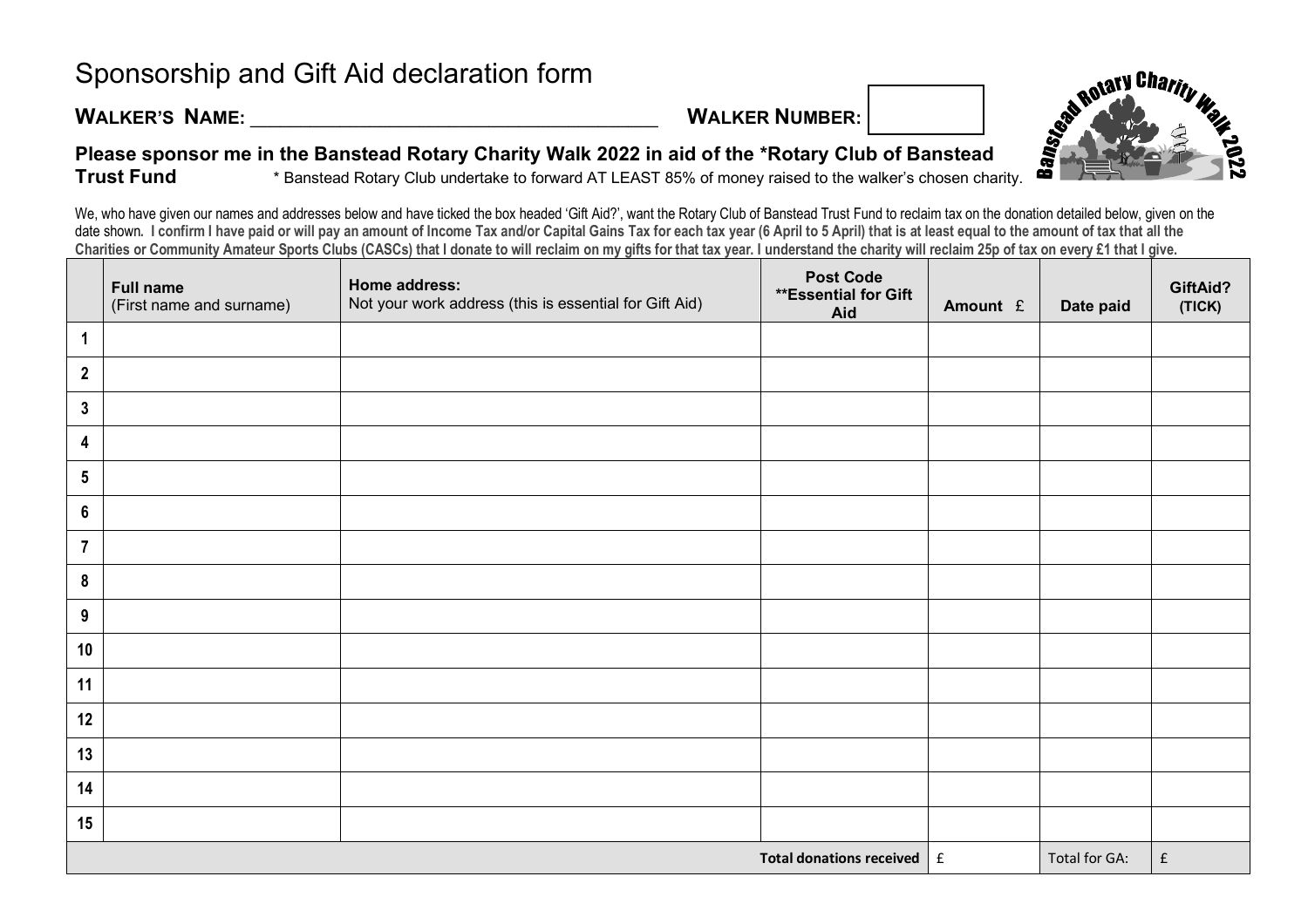# Sponsorship and Gift Aid declaration form

**WALKER'S NAME:** ______________________________________ **WALKER NUMBER:**

**Please sponsor me in the Banstead Rotary Charity Walk 2022 in aid of the *Rotary Club of Banstead Trust Fund**

* Banstead Rotary Club undertake to forward AT LEAST 85% of money raised to the walker's chosen charity.

We, who have given our names and addresses below and have ticked the box headed 'Gift Aid?', want the Rotary Club of Banstead Trust Fund to reclaim tax on the donation detailed below, given on the date shown. **I confirm I have paid or will pay an amount of Income Tax and/or Capital Gains Tax for each tax year (6 April to 5 April) that is at least equal to the amount of tax that all the Charities or Community Amateur Sports Clubs (CASCs) that I donate to will reclaim on my gifts for that tax year. I understand the charity will reclaim 25p of tax on every £1 that I give.**

| | **Full name** (First name and surname) | **Home address:** Not your work address (this is essential for Gift Aid) | **Post Code** **Essential for Gift Aid** | **Amount** £ | **Date paid** | **GiftAid? (TICK)** |
|---|---|---|---|---|---|---|
| **1** | | | | | | |
| **2** | | | | | | |
| **3** | | | | | | |
| **4** | | | | | | |
| **5** | | | | | | |
| **6** | | | | | | |
| **7** | | | | | | |
| **8** | | | | | | |
| **9** | | | | | | |
| **10** | | | | | | |
| **11** | | | | | | |
| **12** | | | | | | |
| **13** | | | | | | |
| **14** | | | | | | |
| **15** | | | | | | |
| | | | **Total donations received** | £ | Total for GA: | £ |